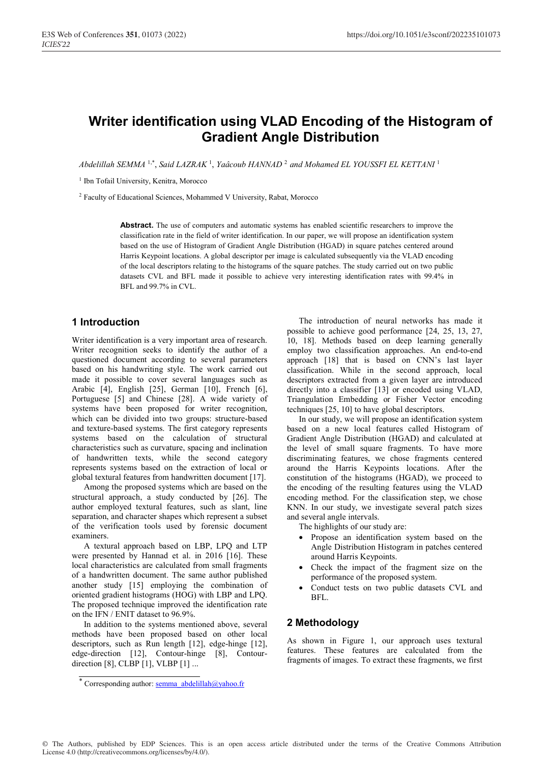# Writer identification using VLAD Encoding of the Histogram of Gradient Angle Distribution

*Abdelillah SEMMA* [1,*], *Said LAZRAK* [1], *Yaâcoub HANNAD* [2] *and Mohamed EL YOUSSFI EL KETTANI* [1]

[1] Ibn Tofail University, Kenitra, Morocco

[2] Faculty of Educational Sciences, Mohammed V University, Rabat, Morocco

**Abstract.** The use of computers and automatic systems has enabled scientific researchers to improve the classification rate in the field of writer identification. In our paper, we will propose an identification system based on the use of Histogram of Gradient Angle Distribution (HGAD) in square patches centered around Harris Keypoint locations. A global descriptor per image is calculated subsequently via the VLAD encoding of the local descriptors relating to the histograms of the square patches. The study carried out on two public datasets CVL and BFL made it possible to achieve very interesting identification rates with 99.4% in BFL and 99.7% in CVL.

## 1 Introduction

Writer identification is a very important area of research. Writer recognition seeks to identify the author of a questioned document according to several parameters based on his handwriting style. The work carried out made it possible to cover several languages such as Arabic [4], English [25], German [10], French [6], Portuguese [5] and Chinese [28]. A wide variety of systems have been proposed for writer recognition, which can be divided into two groups: structure-based and texture-based systems. The first category represents systems based on the calculation of structural characteristics such as curvature, spacing and inclination of handwritten texts, while the second category represents systems based on the extraction of local or global textural features from handwritten document [17].

Among the proposed systems which are based on the structural approach, a study conducted by [26]. The author employed textural features, such as slant, line separation, and character shapes which represent a subset of the verification tools used by forensic document examiners.

A textural approach based on LBP, LPQ and LTP were presented by Hannad et al. in 2016 [16]. These local characteristics are calculated from small fragments of a handwritten document. The same author published another study [15] employing the combination of oriented gradient histograms (HOG) with LBP and LPQ. The proposed technique improved the identification rate on the IFN / ENIT dataset to 96.9%.

In addition to the systems mentioned above, several methods have been proposed based on other local descriptors, such as Run length [12], edge-hinge [12], edge-direction [12], Contour-hinge [8], Contour-direction [8], CLBP [1], VLBP [1] ...

The introduction of neural networks has made it possible to achieve good performance [24, 25, 13, 27, 10, 18]. Methods based on deep learning generally employ two classification approaches. An end-to-end approach [18] that is based on CNN's last layer classification. While in the second approach, local descriptors extracted from a given layer are introduced directly into a classifier [13] or encoded using VLAD, Triangulation Embedding or Fisher Vector encoding techniques [25, 10] to have global descriptors.

In our study, we will propose an identification system based on a new local features called Histogram of Gradient Angle Distribution (HGAD) and calculated at the level of small square fragments. To have more discriminating features, we chose fragments centered around the Harris Keypoints locations. After the constitution of the histograms (HGAD), we proceed to the encoding of the resulting features using the VLAD encoding method. For the classification step, we chose KNN. In our study, we investigate several patch sizes and several angle intervals.

The highlights of our study are:

- Propose an identification system based on the Angle Distribution Histogram in patches centered around Harris Keypoints.
- Check the impact of the fragment size on the performance of the proposed system.
- Conduct tests on two public datasets CVL and BFL.

## 2 Methodology

As shown in Figure 1, our approach uses textural features. These features are calculated from the fragments of images. To extract these fragments, we first

---

[*] Corresponding author: semma_abdelillah@yahoo.fr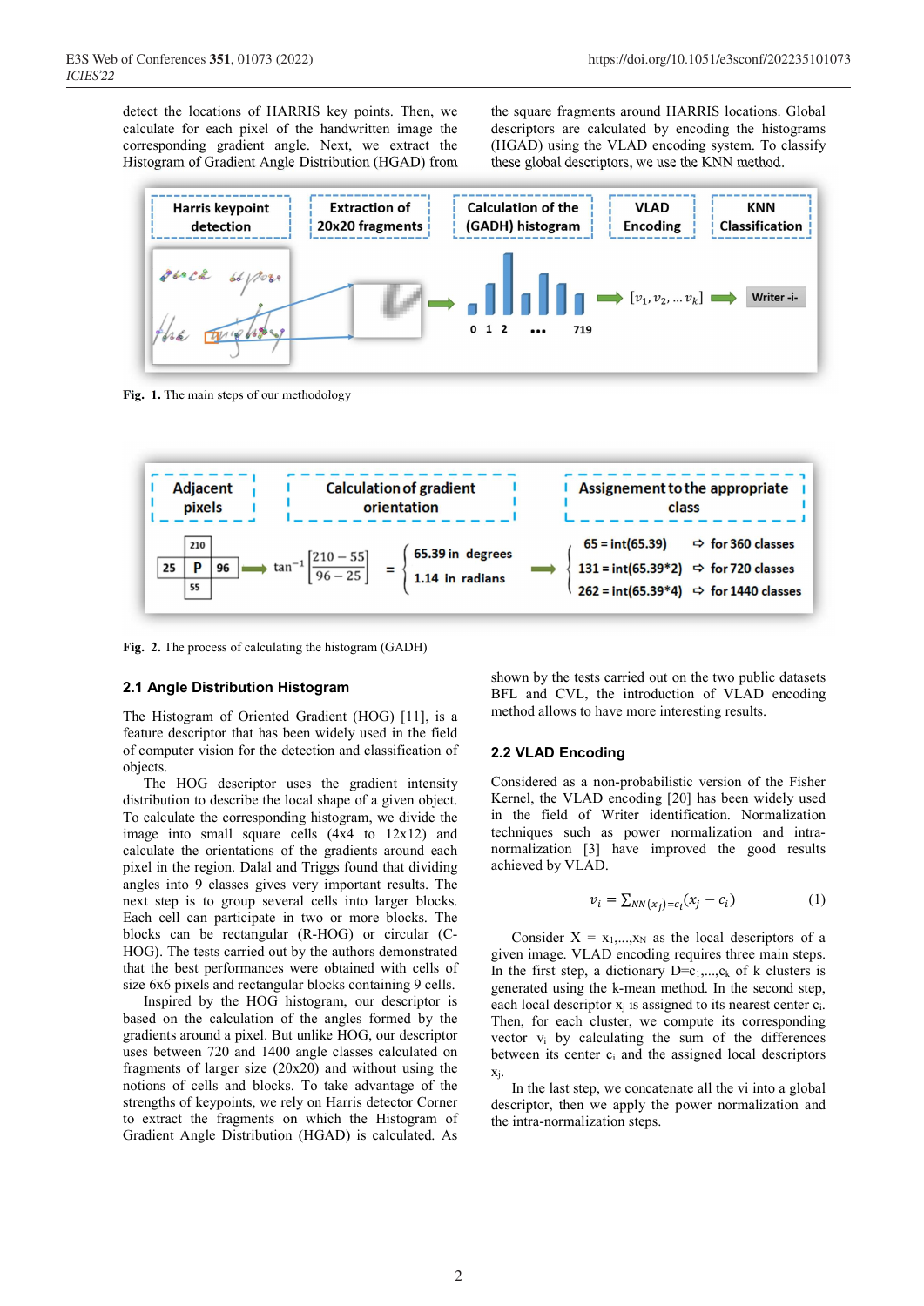detect the locations of HARRIS key points. Then, we calculate for each pixel of the handwritten image the corresponding gradient angle. Next, we extract the Histogram of Gradient Angle Distribution (HGAD) from the square fragments around HARRIS locations. Global descriptors are calculated by encoding the histograms (HGAD) using the VLAD encoding system. To classify these global descriptors, we use the KNN method.

**Fig. 1.** The main steps of our methodology

**Fig. 2.** The process of calculating the histogram (GADH)

## 2.1 Angle Distribution Histogram

The Histogram of Oriented Gradient (HOG) [11], is a feature descriptor that has been widely used in the field of computer vision for the detection and classification of objects.

The HOG descriptor uses the gradient intensity distribution to describe the local shape of a given object. To calculate the corresponding histogram, we divide the image into small square cells (4x4 to 12x12) and calculate the orientations of the gradients around each pixel in the region. Dalal and Triggs found that dividing angles into 9 classes gives very important results. The next step is to group several cells into larger blocks. Each cell can participate in two or more blocks. The blocks can be rectangular (R-HOG) or circular (C-HOG). The tests carried out by the authors demonstrated that the best performances were obtained with cells of size 6x6 pixels and rectangular blocks containing 9 cells.

Inspired by the HOG histogram, our descriptor is based on the calculation of the angles formed by the gradients around a pixel. But unlike HOG, our descriptor uses between 720 and 1400 angle classes calculated on fragments of larger size (20x20) and without using the notions of cells and blocks. To take advantage of the strengths of keypoints, we rely on Harris detector Corner to extract the fragments on which the Histogram of Gradient Angle Distribution (HGAD) is calculated. As shown by the tests carried out on the two public datasets BFL and CVL, the introduction of VLAD encoding method allows to have more interesting results.

## 2.2 VLAD Encoding

Considered as a non-probabilistic version of the Fisher Kernel, the VLAD encoding [20] has been widely used in the field of Writer identification. Normalization techniques such as power normalization and intra-normalization [3] have improved the good results achieved by VLAD.

$$v_i = \sum_{NN(x_j)=c_i} (x_j - c_i) \qquad (1)$$

Consider $X = x_1,...,x_N$ as the local descriptors of a given image. VLAD encoding requires three main steps. In the first step, a dictionary $D=c_1,...,c_k$ of k clusters is generated using the k-mean method. In the second step, each local descriptor $x_j$ is assigned to its nearest center $c_i$. Then, for each cluster, we compute its corresponding vector $v_i$ by calculating the sum of the differences between its center $c_i$ and the assigned local descriptors $x_j$.

In the last step, we concatenate all the vi into a global descriptor, then we apply the power normalization and the intra-normalization steps.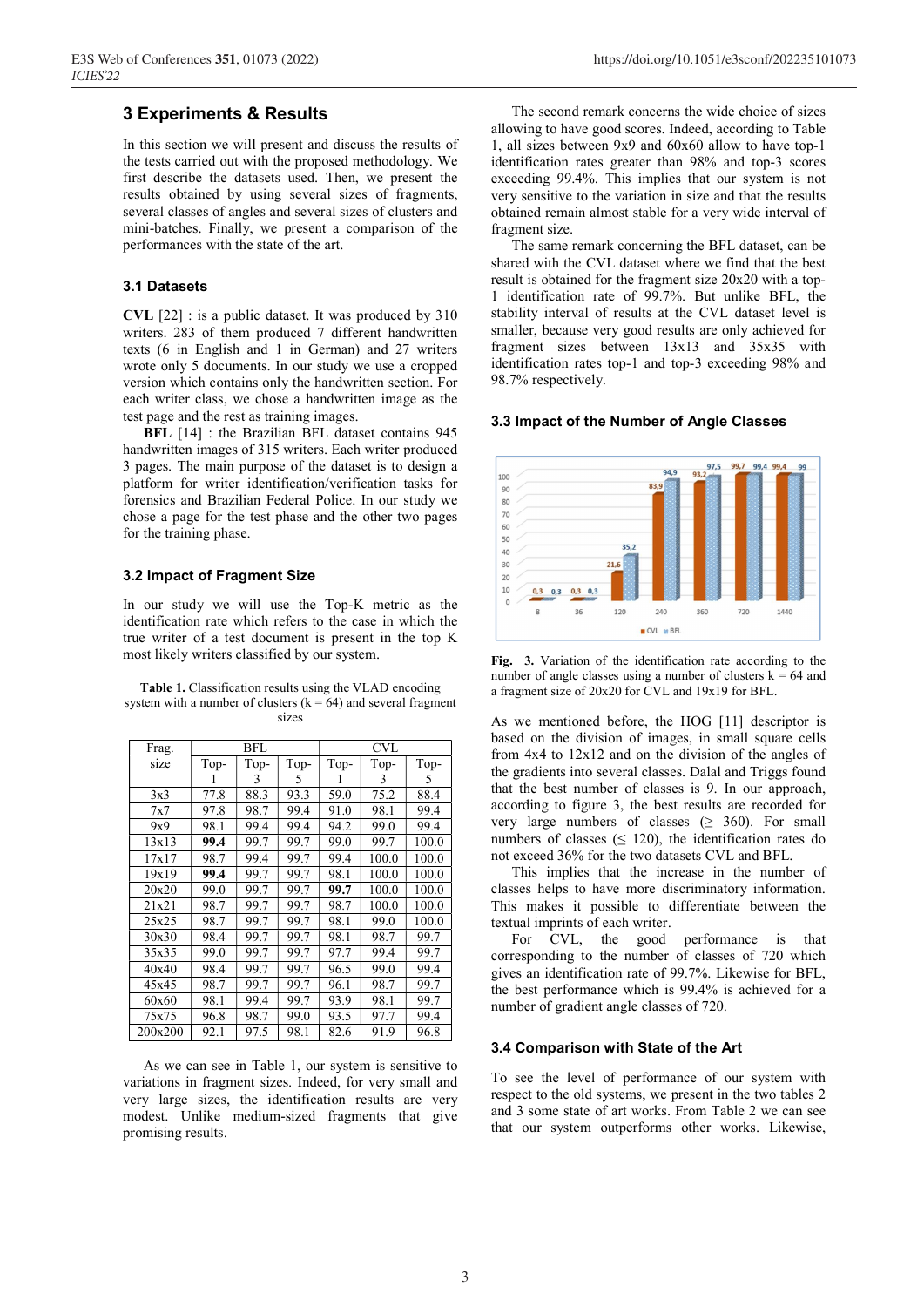## 3 Experiments & Results

In this section we will present and discuss the results of the tests carried out with the proposed methodology. We first describe the datasets used. Then, we present the results obtained by using several sizes of fragments, several classes of angles and several sizes of clusters and mini-batches. Finally, we present a comparison of the performances with the state of the art.

### 3.1 Datasets

**CVL** [22] : is a public dataset. It was produced by 310 writers. 283 of them produced 7 different handwritten texts (6 in English and 1 in German) and 27 writers wrote only 5 documents. In our study we use a cropped version which contains only the handwritten section. For each writer class, we chose a handwritten image as the test page and the rest as training images.

**BFL** [14] : the Brazilian BFL dataset contains 945 handwritten images of 315 writers. Each writer produced 3 pages. The main purpose of the dataset is to design a platform for writer identification/verification tasks for forensics and Brazilian Federal Police. In our study we chose a page for the test phase and the other two pages for the training phase.

### 3.2 Impact of Fragment Size

In our study we will use the Top-K metric as the identification rate which refers to the case in which the true writer of a test document is present in the top K most likely writers classified by our system.

**Table 1.** Classification results using the VLAD encoding system with a number of clusters (k = 64) and several fragment sizes

| Frag. size | BFL | | | CVL | | |
|---|---|---|---|---|---|---|
| | Top-1 | Top-3 | Top-5 | Top-1 | Top-3 | Top-5 |
| 3x3 | 77.8 | 88.3 | 93.3 | 59.0 | 75.2 | 88.4 |
| 7x7 | 97.8 | 98.7 | 99.4 | 91.0 | 98.1 | 99.4 |
| 9x9 | 98.1 | 99.4 | 99.4 | 94.2 | 99.0 | 99.4 |
| 13x13 | **99.4** | 99.7 | 99.7 | 99.0 | 99.7 | 100.0 |
| 17x17 | 98.7 | 99.4 | 99.7 | 99.4 | 100.0 | 100.0 |
| 19x19 | **99.4** | 99.7 | 99.7 | 98.1 | 100.0 | 100.0 |
| 20x20 | 99.0 | 99.7 | 99.7 | **99.7** | 100.0 | 100.0 |
| 21x21 | 98.7 | 99.7 | 99.7 | 98.7 | 100.0 | 100.0 |
| 25x25 | 98.7 | 99.7 | 99.7 | 98.1 | 99.0 | 100.0 |
| 30x30 | 98.4 | 99.7 | 99.7 | 98.1 | 98.7 | 99.7 |
| 35x35 | 99.0 | 99.7 | 99.7 | 97.7 | 99.4 | 99.7 |
| 40x40 | 98.4 | 99.7 | 99.7 | 96.5 | 99.0 | 99.4 |
| 45x45 | 98.7 | 99.7 | 99.7 | 96.1 | 98.7 | 99.7 |
| 60x60 | 98.1 | 99.4 | 99.7 | 93.9 | 98.1 | 99.7 |
| 75x75 | 96.8 | 98.7 | 99.0 | 93.5 | 97.7 | 99.4 |
| 200x200 | 92.1 | 97.5 | 98.1 | 82.6 | 91.9 | 96.8 |

As we can see in Table 1, our system is sensitive to variations in fragment sizes. Indeed, for very small and very large sizes, the identification results are very modest. Unlike medium-sized fragments that give promising results.

The second remark concerns the wide choice of sizes allowing to have good scores. Indeed, according to Table 1, all sizes between 9x9 and 60x60 allow to have top-1 identification rates greater than 98% and top-3 scores exceeding 99.4%. This implies that our system is not very sensitive to the variation in size and that the results obtained remain almost stable for a very wide interval of fragment size.

The same remark concerning the BFL dataset, can be shared with the CVL dataset where we find that the best result is obtained for the fragment size 20x20 with a top-1 identification rate of 99.7%. But unlike BFL, the stability interval of results at the CVL dataset level is smaller, because very good results are only achieved for fragment sizes between 13x13 and 35x35 with identification rates top-1 and top-3 exceeding 98% and 98.7% respectively.

### 3.3 Impact of the Number of Angle Classes

**Fig. 3.** Variation of the identification rate according to the number of angle classes using a number of clusters k = 64 and a fragment size of 20x20 for CVL and 19x19 for BFL.

As we mentioned before, the HOG [11] descriptor is based on the division of images, in small square cells from 4x4 to 12x12 and on the division of the angles of the gradients into several classes. Dalal and Triggs found that the best number of classes is 9. In our approach, according to figure 3, the best results are recorded for very large numbers of classes (≥ 360). For small numbers of classes (≤ 120), the identification rates do not exceed 36% for the two datasets CVL and BFL.

This implies that the increase in the number of classes helps to have more discriminatory information. This makes it possible to differentiate between the textual imprints of each writer.

For CVL, the good performance is that corresponding to the number of classes of 720 which gives an identification rate of 99.7%. Likewise for BFL, the best performance which is 99.4% is achieved for a number of gradient angle classes of 720.

### 3.4 Comparison with State of the Art

To see the level of performance of our system with respect to the old systems, we present in the two tables 2 and 3 some state of art works. From Table 2 we can see that our system outperforms other works. Likewise,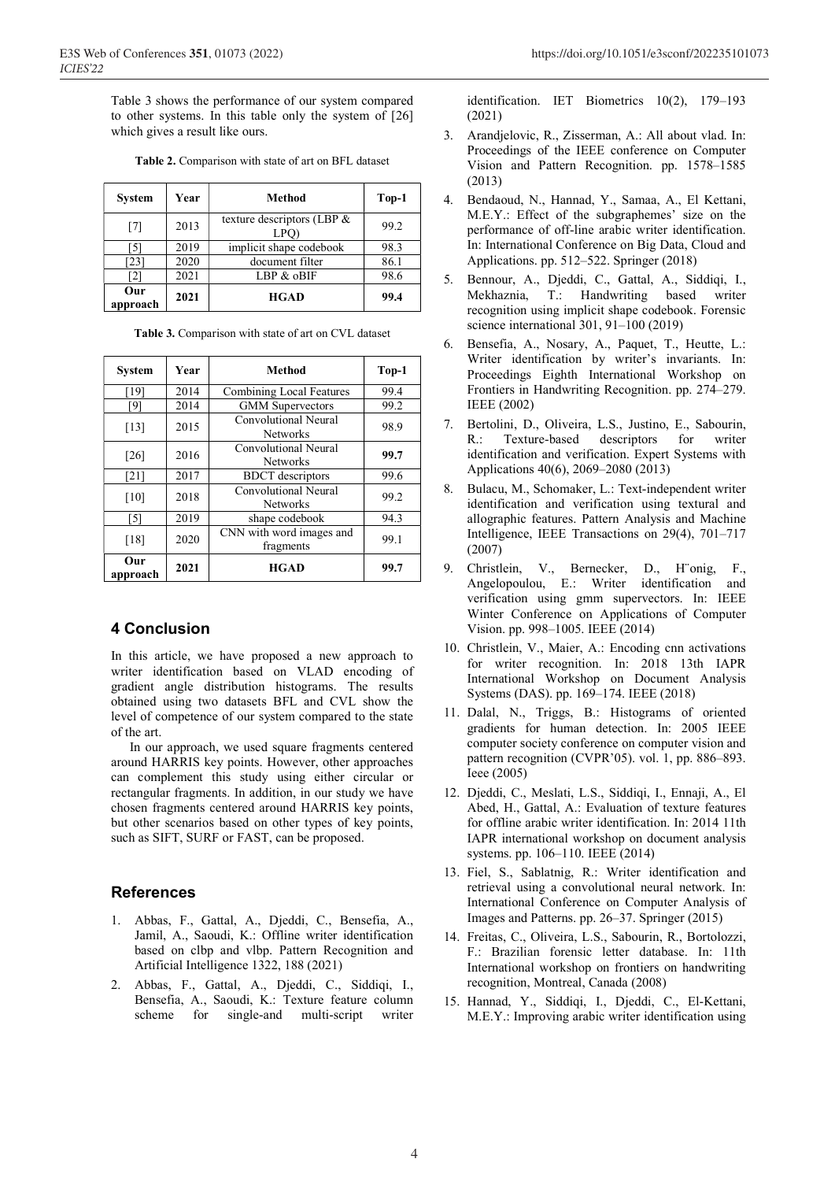Table 3 shows the performance of our system compared to other systems. In this table only the system of [26] which gives a result like ours.

**Table 2.** Comparison with state of art on BFL dataset

| System | Year | Method | Top-1 |
|---|---|---|---|
| [7] | 2013 | texture descriptors (LBP & LPQ) | 99.2 |
| [5] | 2019 | implicit shape codebook | 98.3 |
| [23] | 2020 | document filter | 86.1 |
| [2] | 2021 | LBP & oBIF | 98.6 |
| **Our approach** | **2021** | **HGAD** | **99.4** |

**Table 3.** Comparison with state of art on CVL dataset

| System | Year | Method | Top-1 |
|---|---|---|---|
| [19] | 2014 | Combining Local Features | 99.4 |
| [9] | 2014 | GMM Supervectors | 99.2 |
| [13] | 2015 | Convolutional Neural Networks | 98.9 |
| [26] | 2016 | Convolutional Neural Networks | **99.7** |
| [21] | 2017 | BDCT descriptors | 99.6 |
| [10] | 2018 | Convolutional Neural Networks | 99.2 |
| [5] | 2019 | shape codebook | 94.3 |
| [18] | 2020 | CNN with word images and fragments | 99.1 |
| **Our approach** | **2021** | **HGAD** | **99.7** |

## 4 Conclusion

In this article, we have proposed a new approach to writer identification based on VLAD encoding of gradient angle distribution histograms. The results obtained using two datasets BFL and CVL show the level of competence of our system compared to the state of the art.

In our approach, we used square fragments centered around HARRIS key points. However, other approaches can complement this study using either circular or rectangular fragments. In addition, in our study we have chosen fragments centered around HARRIS key points, but other scenarios based on other types of key points, such as SIFT, SURF or FAST, can be proposed.

## References

1. Abbas, F., Gattal, A., Djeddi, C., Bensefia, A., Jamil, A., Saoudi, K.: Offline writer identification based on clbp and vlbp. Pattern Recognition and Artificial Intelligence 1322, 188 (2021)
2. Abbas, F., Gattal, A., Djeddi, C., Siddiqi, I., Bensefia, A., Saoudi, K.: Texture feature column scheme for single-and multi-script writer identification. IET Biometrics 10(2), 179–193 (2021)
3. Arandjelovic, R., Zisserman, A.: All about vlad. In: Proceedings of the IEEE conference on Computer Vision and Pattern Recognition. pp. 1578–1585 (2013)
4. Bendaoud, N., Hannad, Y., Samaa, A., El Kettani, M.E.Y.: Effect of the subgraphemes' size on the performance of off-line arabic writer identification. In: International Conference on Big Data, Cloud and Applications. pp. 512–522. Springer (2018)
5. Bennour, A., Djeddi, C., Gattal, A., Siddiqi, I., Mekhaznia, T.: Handwriting based writer recognition using implicit shape codebook. Forensic science international 301, 91–100 (2019)
6. Bensefia, A., Nosary, A., Paquet, T., Heutte, L.: Writer identification by writer's invariants. In: Proceedings Eighth International Workshop on Frontiers in Handwriting Recognition. pp. 274–279. IEEE (2002)
7. Bertolini, D., Oliveira, L.S., Justino, E., Sabourin, R.: Texture-based descriptors for writer identification and verification. Expert Systems with Applications 40(6), 2069–2080 (2013)
8. Bulacu, M., Schomaker, L.: Text-independent writer identification and verification using textural and allographic features. Pattern Analysis and Machine Intelligence, IEEE Transactions on 29(4), 701–717 (2007)
9. Christlein, V., Bernecker, D., H¨onig, F., Angelopoulou, E.: Writer identification and verification using gmm supervectors. In: IEEE Winter Conference on Applications of Computer Vision. pp. 998–1005. IEEE (2014)
10. Christlein, V., Maier, A.: Encoding cnn activations for writer recognition. In: 2018 13th IAPR International Workshop on Document Analysis Systems (DAS). pp. 169–174. IEEE (2018)
11. Dalal, N., Triggs, B.: Histograms of oriented gradients for human detection. In: 2005 IEEE computer society conference on computer vision and pattern recognition (CVPR'05). vol. 1, pp. 886–893. Ieee (2005)
12. Djeddi, C., Meslati, L.S., Siddiqi, I., Ennaji, A., El Abed, H., Gattal, A.: Evaluation of texture features for offline arabic writer identification. In: 2014 11th IAPR international workshop on document analysis systems. pp. 106–110. IEEE (2014)
13. Fiel, S., Sablatnig, R.: Writer identification and retrieval using a convolutional neural network. In: International Conference on Computer Analysis of Images and Patterns. pp. 26–37. Springer (2015)
14. Freitas, C., Oliveira, L.S., Sabourin, R., Bortolozzi, F.: Brazilian forensic letter database. In: 11th International workshop on frontiers on handwriting recognition, Montreal, Canada (2008)
15. Hannad, Y., Siddiqi, I., Djeddi, C., El-Kettani, M.E.Y.: Improving arabic writer identification using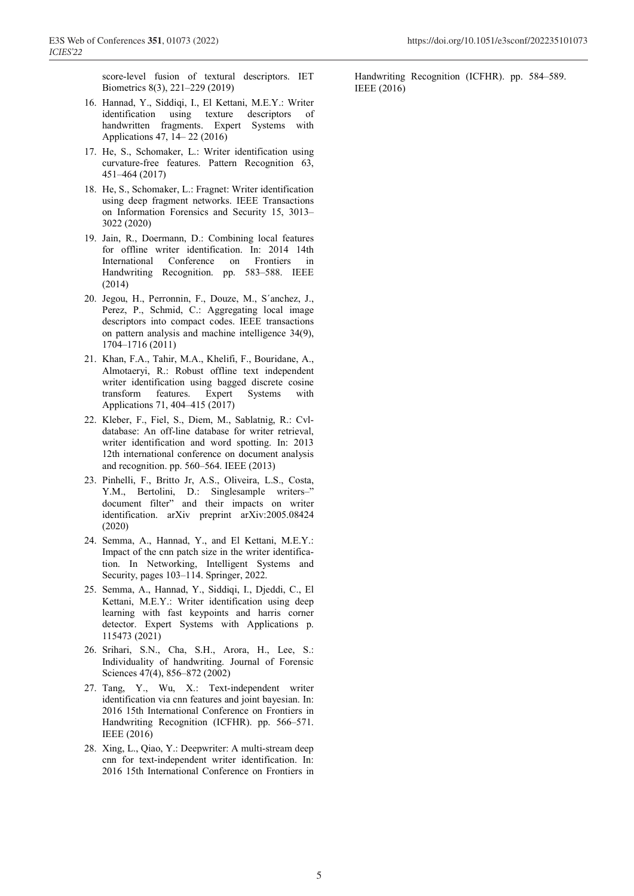score-level fusion of textural descriptors. IET Biometrics 8(3), 221–229 (2019)

16. Hannad, Y., Siddiqi, I., El Kettani, M.E.Y.: Writer identification using texture descriptors of handwritten fragments. Expert Systems with Applications 47, 14– 22 (2016)
17. He, S., Schomaker, L.: Writer identification using curvature-free features. Pattern Recognition 63, 451–464 (2017)
18. He, S., Schomaker, L.: Fragnet: Writer identification using deep fragment networks. IEEE Transactions on Information Forensics and Security 15, 3013–3022 (2020)
19. Jain, R., Doermann, D.: Combining local features for offline writer identification. In: 2014 14th International Conference on Frontiers in Handwriting Recognition. pp. 583–588. IEEE (2014)
20. Jegou, H., Perronnin, F., Douze, M., S´anchez, J., Perez, P., Schmid, C.: Aggregating local image descriptors into compact codes. IEEE transactions on pattern analysis and machine intelligence 34(9), 1704–1716 (2011)
21. Khan, F.A., Tahir, M.A., Khelifi, F., Bouridane, A., Almotaeryi, R.: Robust offline text independent writer identification using bagged discrete cosine transform features. Expert Systems with Applications 71, 404–415 (2017)
22. Kleber, F., Fiel, S., Diem, M., Sablatnig, R.: Cvl-database: An off-line database for writer retrieval, writer identification and word spotting. In: 2013 12th international conference on document analysis and recognition. pp. 560–564. IEEE (2013)
23. Pinhelli, F., Britto Jr, A.S., Oliveira, L.S., Costa, Y.M., Bertolini, D.: Singlesample writers–" document filter" and their impacts on writer identification. arXiv preprint arXiv:2005.08424 (2020)
24. Semma, A., Hannad, Y., and El Kettani, M.E.Y.: Impact of the cnn patch size in the writer identification. In Networking, Intelligent Systems and Security, pages 103–114. Springer, 2022.
25. Semma, A., Hannad, Y., Siddiqi, I., Djeddi, C., El Kettani, M.E.Y.: Writer identification using deep learning with fast keypoints and harris corner detector. Expert Systems with Applications p. 115473 (2021)
26. Srihari, S.N., Cha, S.H., Arora, H., Lee, S.: Individuality of handwriting. Journal of Forensic Sciences 47(4), 856–872 (2002)
27. Tang, Y., Wu, X.: Text-independent writer identification via cnn features and joint bayesian. In: 2016 15th International Conference on Frontiers in Handwriting Recognition (ICFHR). pp. 566–571. IEEE (2016)
28. Xing, L., Qiao, Y.: Deepwriter: A multi-stream deep cnn for text-independent writer identification. In: 2016 15th International Conference on Frontiers in Handwriting Recognition (ICFHR). pp. 584–589. IEEE (2016)